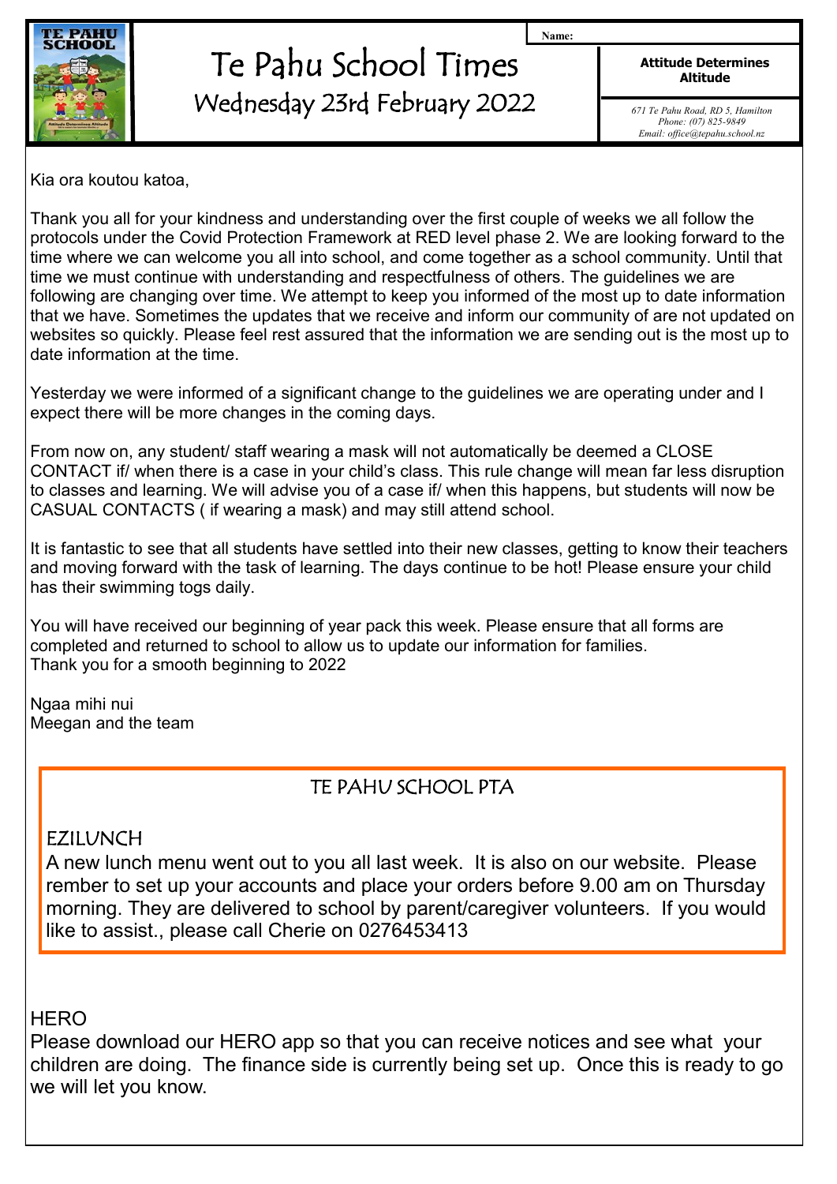# Te Pahu School Times

## Wednesday 23rd February 2022

Name:

**Attitude Determines Altitude**

*671 Te Pahu Road, RD 5, Hamilton*
*Phone: (07) 825-9849*
*Email: office@tepahu.school.nz*

Kia ora koutou katoa,

Thank you all for your kindness and understanding over the first couple of weeks we all follow the protocols under the Covid Protection Framework at RED level phase 2. We are looking forward to the time where we can welcome you all into school, and come together as a school community. Until that time we must continue with understanding and respectfulness of others. The guidelines we are following are changing over time. We attempt to keep you informed of the most up to date information that we have. Sometimes the updates that we receive and inform our community of are not updated on websites so quickly. Please feel rest assured that the information we are sending out is the most up to date information at the time.

Yesterday we were informed of a significant change to the guidelines we are operating under and I expect there will be more changes in the coming days.

From now on, any student/ staff wearing a mask will not automatically be deemed a CLOSE CONTACT if/ when there is a case in your child's class. This rule change will mean far less disruption to classes and learning. We will advise you of a case if/ when this happens, but students will now be CASUAL CONTACTS ( if wearing a mask) and may still attend school.

It is fantastic to see that all students have settled into their new classes, getting to know their teachers and moving forward with the task of learning. The days continue to be hot! Please ensure your child has their swimming togs daily.

You will have received our beginning of year pack this week. Please ensure that all forms are completed and returned to school to allow us to update our information for families.
Thank you for a smooth beginning to 2022

Ngaa mihi nui
Meegan and the team

## TE PAHU SCHOOL PTA

### EZILUNCH

A new lunch menu went out to you all last week. It is also on our website. Please rember to set up your accounts and place your orders before 9.00 am on Thursday morning. They are delivered to school by parent/caregiver volunteers. If you would like to assist., please call Cherie on 0276453413

### HERO

Please download our HERO app so that you can receive notices and see what your children are doing. The finance side is currently being set up. Once this is ready to go we will let you know.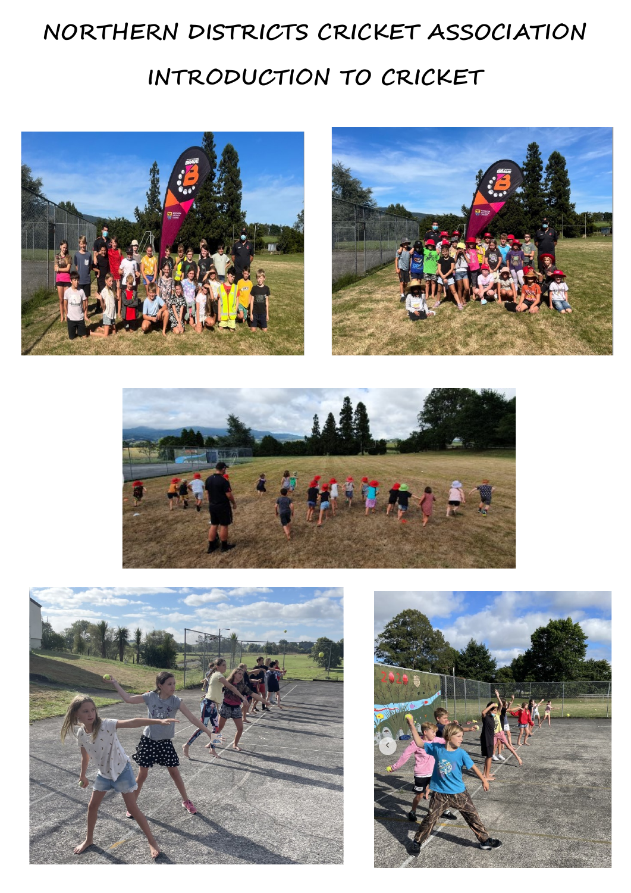# NORTHERN DISTRICTS CRICKET ASSOCIATION

## INTRODUCTION TO CRICKET